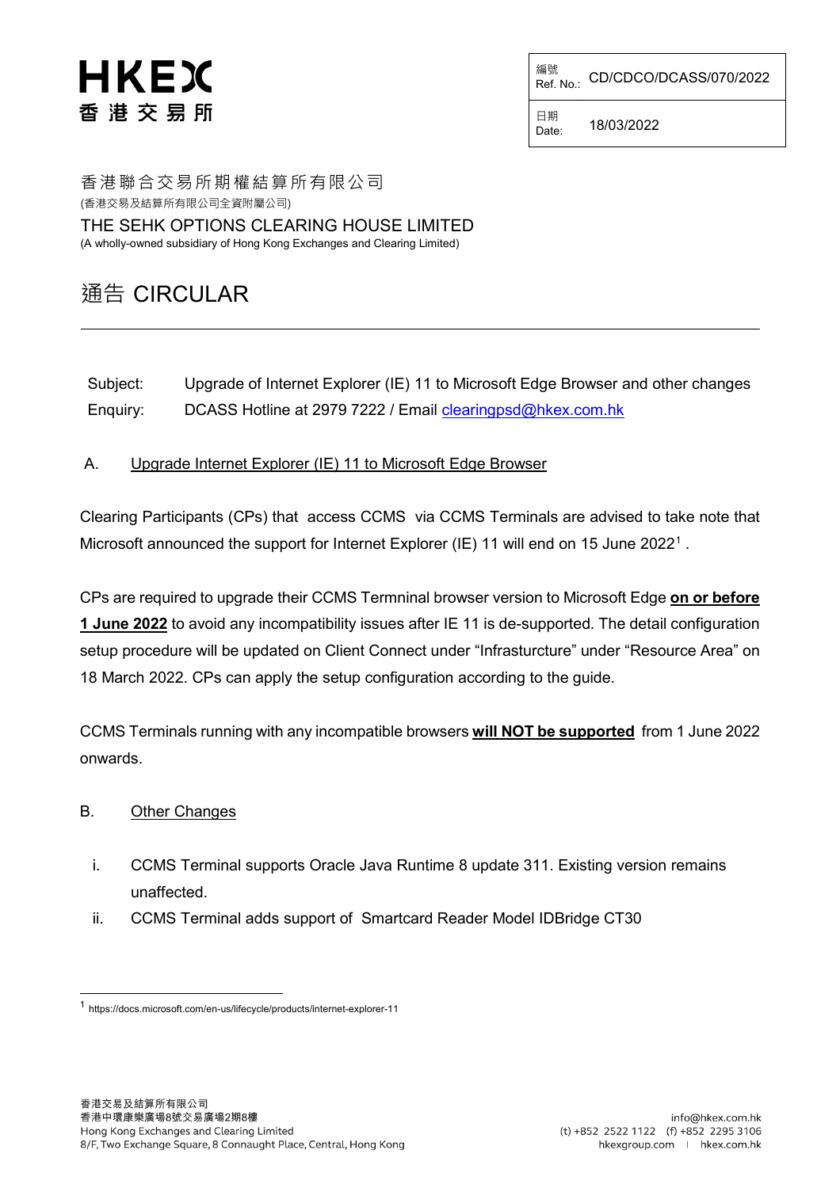HKEX
香港交易所

| 編號 Ref. No.: | CD/CDCO/DCASS/070/2022 |
| --- | --- |
| 日期 Date: | 18/03/2022 |

香港聯合交易所期權結算所有限公司
(香港交易及結算所有限公司全資附屬公司)

THE SEHK OPTIONS CLEARING HOUSE LIMITED
(A wholly-owned subsidiary of Hong Kong Exchanges and Clearing Limited)

# 通告 CIRCULAR

Subject: Upgrade of Internet Explorer (IE) 11 to Microsoft Edge Browser and other changes

Enquiry: DCASS Hotline at 2979 7222 / Email clearingpsd@hkex.com.hk

## A. Upgrade Internet Explorer (IE) 11 to Microsoft Edge Browser

Clearing Participants (CPs) that access CCMS via CCMS Terminals are advised to take note that Microsoft announced the support for Internet Explorer (IE) 11 will end on 15 June 2022[1] .

CPs are required to upgrade their CCMS Termninal browser version to Microsoft Edge **on or before 1 June 2022** to avoid any incompatibility issues after IE 11 is de-supported. The detail configuration setup procedure will be updated on Client Connect under "Infrasturcture" under "Resource Area" on 18 March 2022. CPs can apply the setup configuration according to the guide.

CCMS Terminals running with any incompatible browsers **will NOT be supported** from 1 June 2022 onwards.

## B. Other Changes

i. CCMS Terminal supports Oracle Java Runtime 8 update 311. Existing version remains unaffected.

ii. CCMS Terminal adds support of Smartcard Reader Model IDBridge CT30

[1] https://docs.microsoft.com/en-us/lifecycle/products/internet-explorer-11

香港交易及結算所有限公司
香港中環康樂廣場8號交易廣場2期8樓
Hong Kong Exchanges and Clearing Limited
8/F, Two Exchange Square, 8 Connaught Place, Central, Hong Kong

info@hkex.com.hk
(t) +852 2522 1122 (f) +852 2295 3106
hkexgroup.com | hkex.com.hk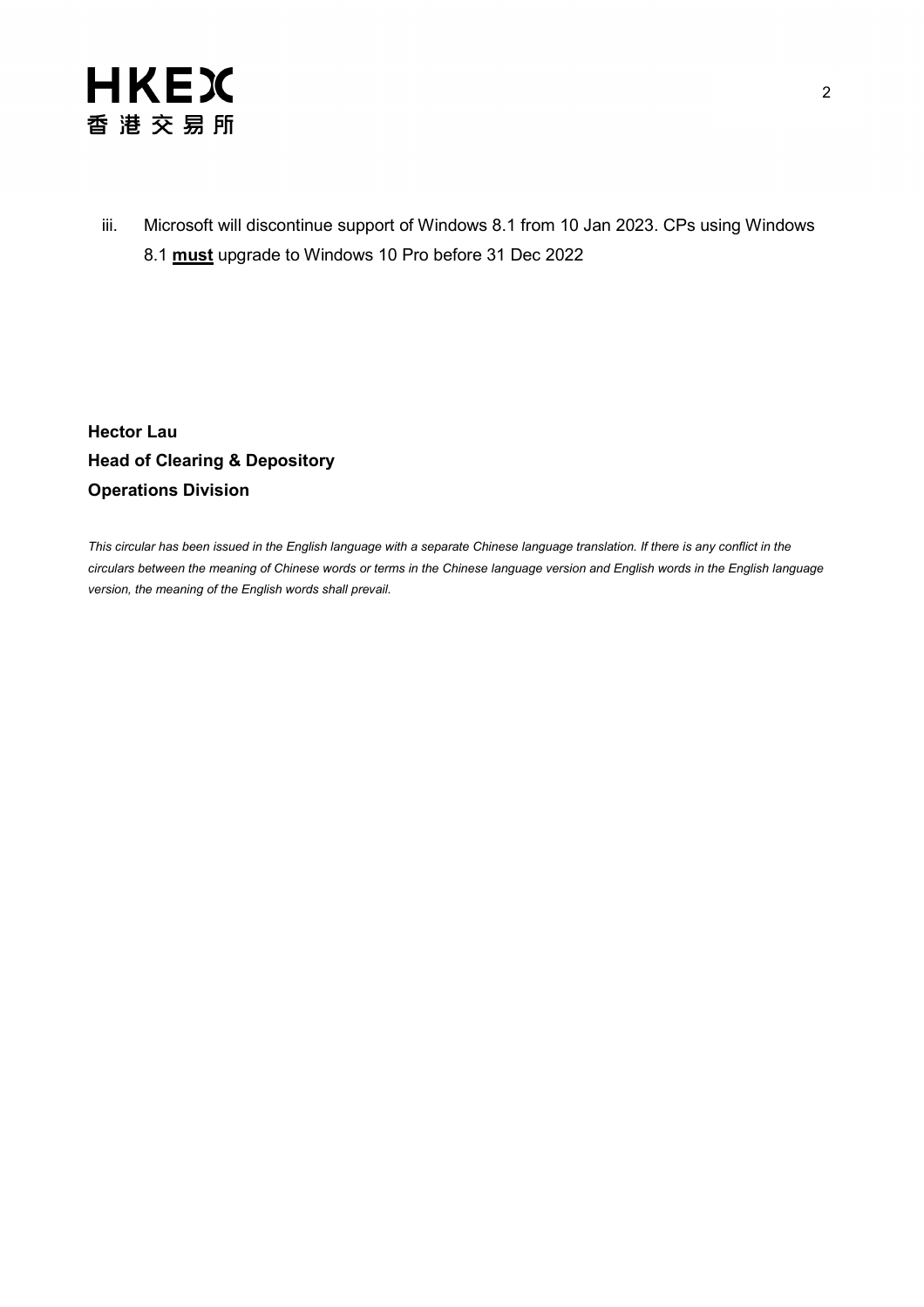iii. Microsoft will discontinue support of Windows 8.1 from 10 Jan 2023. CPs using Windows 8.1 **must** upgrade to Windows 10 Pro before 31 Dec 2022

**Hector Lau**
**Head of Clearing & Depository**
**Operations Division**

*This circular has been issued in the English language with a separate Chinese language translation. If there is any conflict in the circulars between the meaning of Chinese words or terms in the Chinese language version and English words in the English language version, the meaning of the English words shall prevail.*